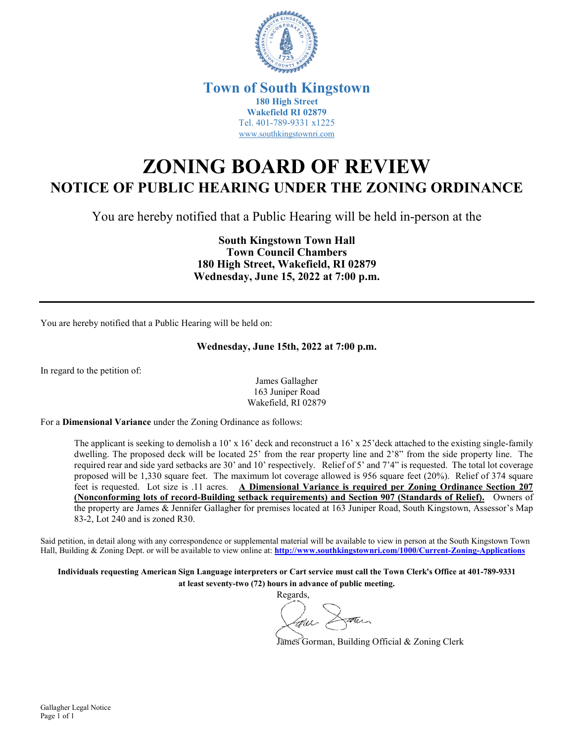# Town of South Kingstown

**180 High Street**
**Wakefield RI 02879**
Tel. 401-789-9331 x1225
www.southkingstownri.com

# ZONING BOARD OF REVIEW

## NOTICE OF PUBLIC HEARING UNDER THE ZONING ORDINANCE

You are hereby notified that a Public Hearing will be held in-person at the

**South Kingstown Town Hall**
**Town Council Chambers**
**180 High Street, Wakefield, RI 02879**
**Wednesday, June 15, 2022 at 7:00 p.m.**

---

You are hereby notified that a Public Hearing will be held on:

**Wednesday, June 15th, 2022 at 7:00 p.m.**

In regard to the petition of:

James Gallagher
163 Juniper Road
Wakefield, RI 02879

For a **Dimensional Variance** under the Zoning Ordinance as follows:

The applicant is seeking to demolish a 10' x 16' deck and reconstruct a 16' x 25'deck attached to the existing single-family dwelling. The proposed deck will be located 25' from the rear property line and 2'8" from the side property line. The required rear and side yard setbacks are 30' and 10' respectively. Relief of 5' and 7'4" is requested. The total lot coverage proposed will be 1,330 square feet. The maximum lot coverage allowed is 956 square feet (20%). Relief of 374 square feet is requested. Lot size is .11 acres. **A Dimensional Variance is required per Zoning Ordinance Section 207 (Nonconforming lots of record-Building setback requirements) and Section 907 (Standards of Relief).** Owners of the property are James & Jennifer Gallagher for premises located at 163 Juniper Road, South Kingstown, Assessor's Map 83-2, Lot 240 and is zoned R30.

Said petition, in detail along with any correspondence or supplemental material will be available to view in person at the South Kingstown Town Hall, Building & Zoning Dept. or will be available to view online at: **http://www.southkingstownri.com/1000/Current-Zoning-Applications**

**Individuals requesting American Sign Language interpreters or Cart service must call the Town Clerk's Office at 401-789-9331 at least seventy-two (72) hours in advance of public meeting.**

Regards,

James Gorman, Building Official & Zoning Clerk

Gallagher Legal Notice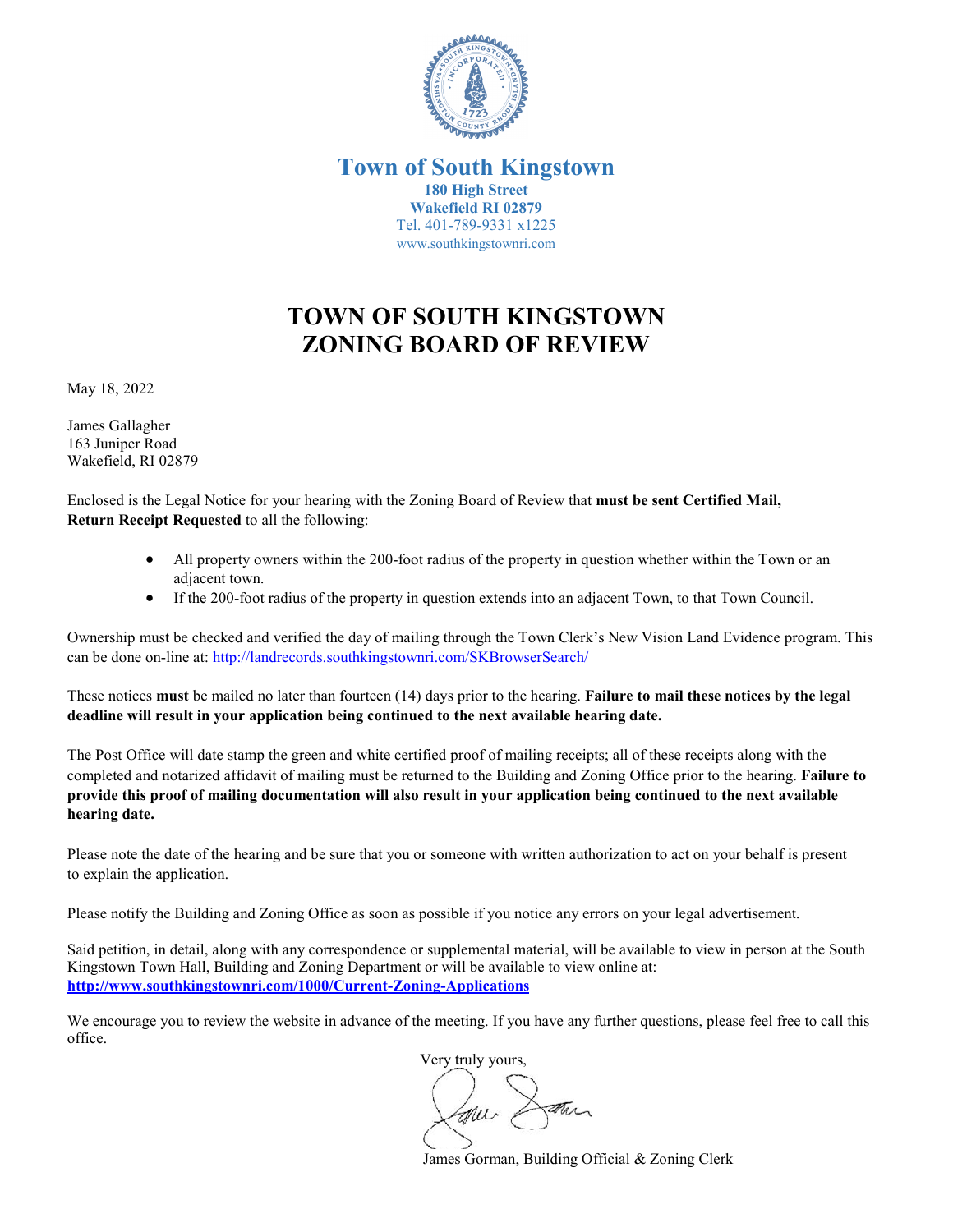**Town of South Kingstown**
**180 High Street**
**Wakefield RI 02879**
Tel. 401-789-9331 x1225
www.southkingstownri.com

# TOWN OF SOUTH KINGSTOWN ZONING BOARD OF REVIEW

May 18, 2022

James Gallagher
163 Juniper Road
Wakefield, RI 02879

Enclosed is the Legal Notice for your hearing with the Zoning Board of Review that **must be sent Certified Mail, Return Receipt Requested** to all the following:

- All property owners within the 200-foot radius of the property in question whether within the Town or an adjacent town.
- If the 200-foot radius of the property in question extends into an adjacent Town, to that Town Council.

Ownership must be checked and verified the day of mailing through the Town Clerk's New Vision Land Evidence program. This can be done on-line at: http://landrecords.southkingstownri.com/SKBrowserSearch/

These notices **must** be mailed no later than fourteen (14) days prior to the hearing. **Failure to mail these notices by the legal deadline will result in your application being continued to the next available hearing date.**

The Post Office will date stamp the green and white certified proof of mailing receipts; all of these receipts along with the completed and notarized affidavit of mailing must be returned to the Building and Zoning Office prior to the hearing. **Failure to provide this proof of mailing documentation will also result in your application being continued to the next available hearing date.**

Please note the date of the hearing and be sure that you or someone with written authorization to act on your behalf is present to explain the application.

Please notify the Building and Zoning Office as soon as possible if you notice any errors on your legal advertisement.

Said petition, in detail, along with any correspondence or supplemental material, will be available to view in person at the South Kingstown Town Hall, Building and Zoning Department or will be available to view online at: **http://www.southkingstownri.com/1000/Current-Zoning-Applications**

We encourage you to review the website in advance of the meeting. If you have any further questions, please feel free to call this office.

Very truly yours,

James Gorman, Building Official & Zoning Clerk